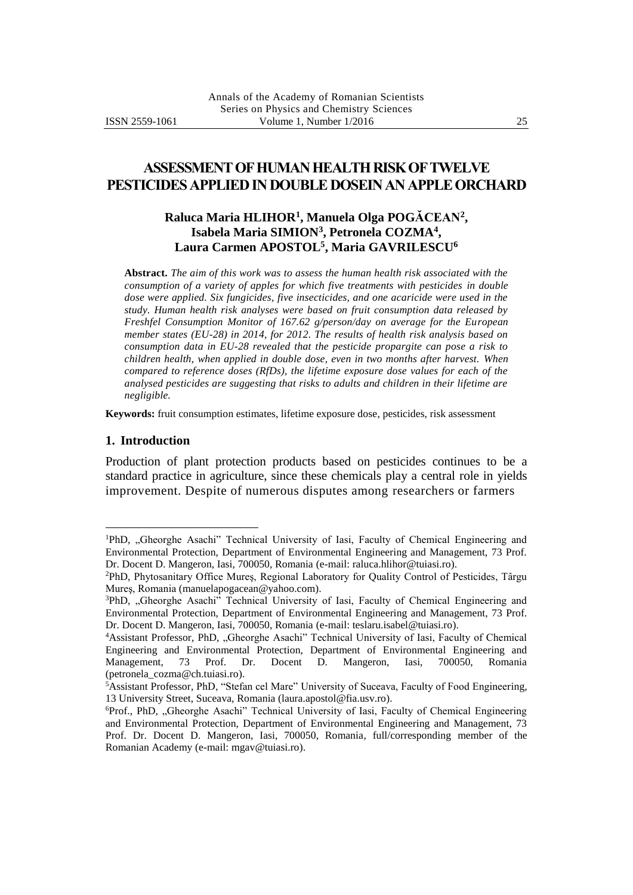# ASSESSMENT OF HUMAN HEALTH RISK OF TWELVE PESTICIDES APPLIED IN DOUBLE DOSEIN AN APPLE ORCHARD

**Raluca Maria HLIHOR[1], Manuela Olga POGĂCEAN[2], Isabela Maria SIMION[3], Petronela COZMA[4], Laura Carmen APOSTOL[5], Maria GAVRILESCU[6]**

**Abstract.** *The aim of this work was to assess the human health risk associated with the consumption of a variety of apples for which five treatments with pesticides in double dose were applied. Six fungicides, five insecticides, and one acaricide were used in the study. Human health risk analyses were based on fruit consumption data released by Freshfel Consumption Monitor of 167.62 g/person/day on average for the European member states (EU-28) in 2014, for 2012. The results of health risk analysis based on consumption data in EU-28 revealed that the pesticide propargite can pose a risk to children health, when applied in double dose, even in two months after harvest. When compared to reference doses (RfDs), the lifetime exposure dose values for each of the analysed pesticides are suggesting that risks to adults and children in their lifetime are negligible.*

**Keywords:** fruit consumption estimates, lifetime exposure dose, pesticides, risk assessment

## 1. Introduction

Production of plant protection products based on pesticides continues to be a standard practice in agriculture, since these chemicals play a central role in yields improvement. Despite of numerous disputes among researchers or farmers

---

[1]PhD, „Gheorghe Asachi" Technical University of Iasi, Faculty of Chemical Engineering and Environmental Protection, Department of Environmental Engineering and Management, 73 Prof. Dr. Docent D. Mangeron, Iasi, 700050, Romania (e-mail: raluca.hlihor@tuiasi.ro).

[2]PhD, Phytosanitary Office Mureș, Regional Laboratory for Quality Control of Pesticides, Târgu Mureș, Romania (manuelapogacean@yahoo.com).

[3]PhD, „Gheorghe Asachi" Technical University of Iasi, Faculty of Chemical Engineering and Environmental Protection, Department of Environmental Engineering and Management, 73 Prof. Dr. Docent D. Mangeron, Iasi, 700050, Romania (e-mail: teslaru.isabel@tuiasi.ro).

[4]Assistant Professor, PhD, „Gheorghe Asachi" Technical University of Iasi, Faculty of Chemical Engineering and Environmental Protection, Department of Environmental Engineering and Management, 73 Prof. Dr. Docent D. Mangeron, Iasi, 700050, Romania (petronela_cozma@ch.tuiasi.ro).

[5]Assistant Professor, PhD, "Stefan cel Mare" University of Suceava, Faculty of Food Engineering, 13 University Street, Suceava, Romania (laura.apostol@fia.usv.ro).

[6]Prof., PhD, „Gheorghe Asachi" Technical University of Iasi, Faculty of Chemical Engineering and Environmental Protection, Department of Environmental Engineering and Management, 73 Prof. Dr. Docent D. Mangeron, Iasi, 700050, Romania, full/corresponding member of the Romanian Academy (e-mail: mgav@tuiasi.ro).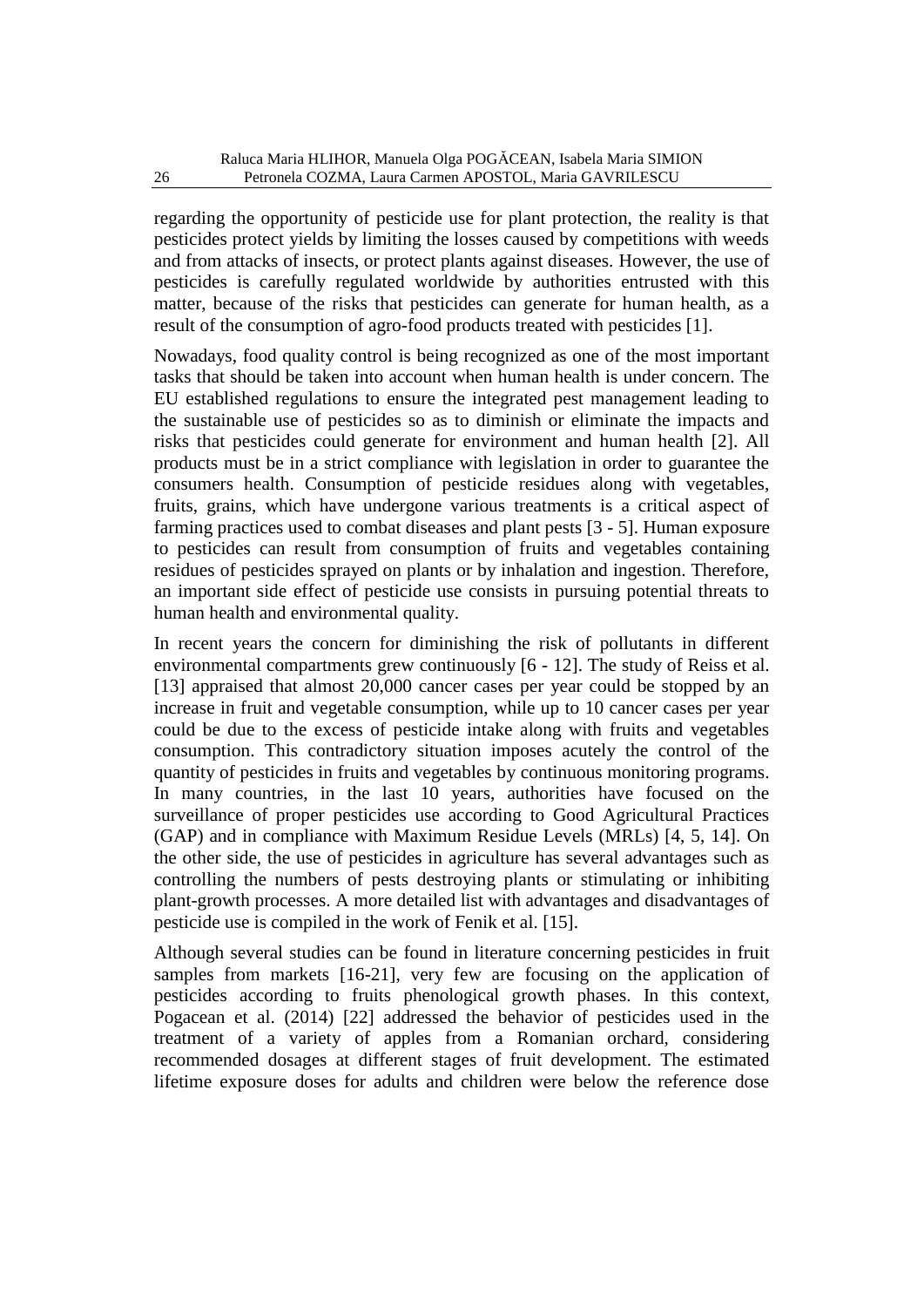regarding the opportunity of pesticide use for plant protection, the reality is that pesticides protect yields by limiting the losses caused by competitions with weeds and from attacks of insects, or protect plants against diseases. However, the use of pesticides is carefully regulated worldwide by authorities entrusted with this matter, because of the risks that pesticides can generate for human health, as a result of the consumption of agro-food products treated with pesticides [1].

Nowadays, food quality control is being recognized as one of the most important tasks that should be taken into account when human health is under concern. The EU established regulations to ensure the integrated pest management leading to the sustainable use of pesticides so as to diminish or eliminate the impacts and risks that pesticides could generate for environment and human health [2]. All products must be in a strict compliance with legislation in order to guarantee the consumers health. Consumption of pesticide residues along with vegetables, fruits, grains, which have undergone various treatments is a critical aspect of farming practices used to combat diseases and plant pests [3 - 5]. Human exposure to pesticides can result from consumption of fruits and vegetables containing residues of pesticides sprayed on plants or by inhalation and ingestion. Therefore, an important side effect of pesticide use consists in pursuing potential threats to human health and environmental quality.

In recent years the concern for diminishing the risk of pollutants in different environmental compartments grew continuously [6 - 12]. The study of Reiss et al. [13] appraised that almost 20,000 cancer cases per year could be stopped by an increase in fruit and vegetable consumption, while up to 10 cancer cases per year could be due to the excess of pesticide intake along with fruits and vegetables consumption. This contradictory situation imposes acutely the control of the quantity of pesticides in fruits and vegetables by continuous monitoring programs. In many countries, in the last 10 years, authorities have focused on the surveillance of proper pesticides use according to Good Agricultural Practices (GAP) and in compliance with Maximum Residue Levels (MRLs) [4, 5, 14]. On the other side, the use of pesticides in agriculture has several advantages such as controlling the numbers of pests destroying plants or stimulating or inhibiting plant-growth processes. A more detailed list with advantages and disadvantages of pesticide use is compiled in the work of Fenik et al. [15].

Although several studies can be found in literature concerning pesticides in fruit samples from markets [16-21], very few are focusing on the application of pesticides according to fruits phenological growth phases. In this context, Pogacean et al. (2014) [22] addressed the behavior of pesticides used in the treatment of a variety of apples from a Romanian orchard, considering recommended dosages at different stages of fruit development. The estimated lifetime exposure doses for adults and children were below the reference dose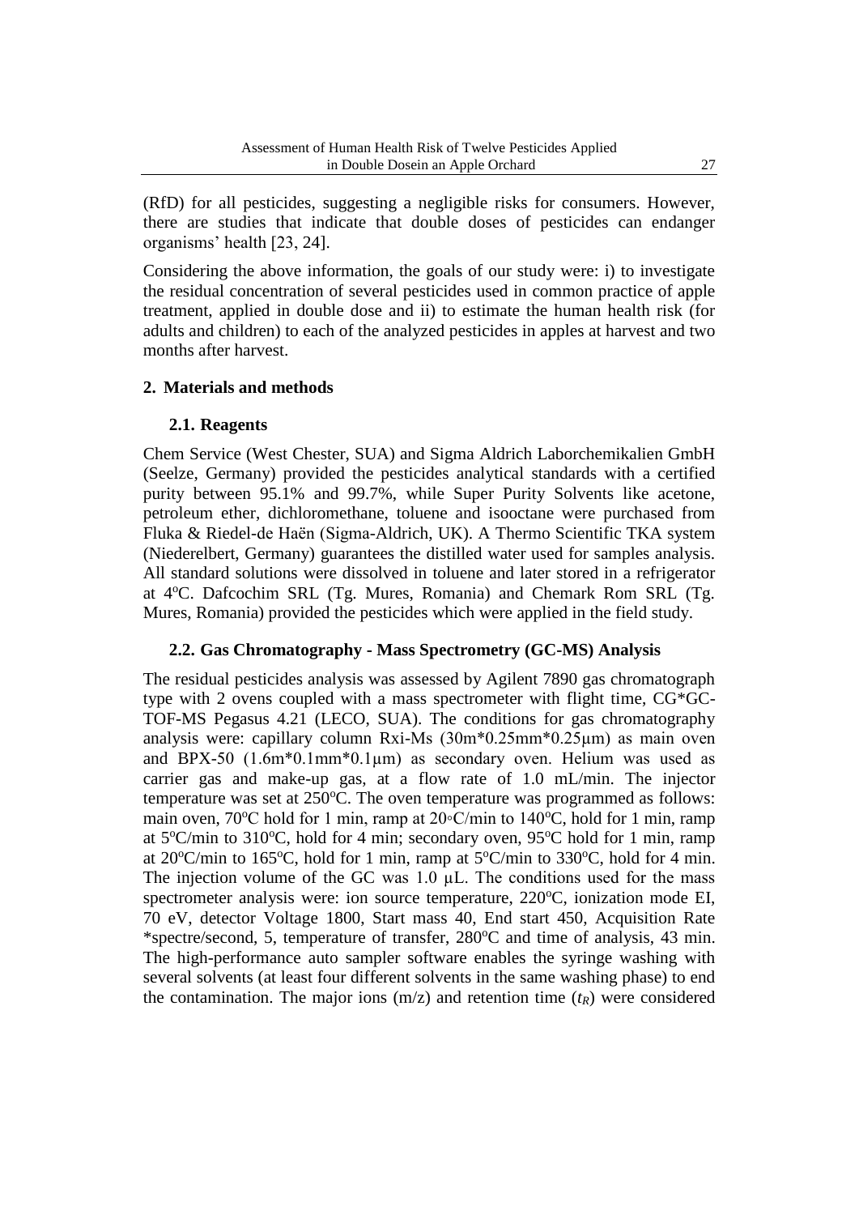(RfD) for all pesticides, suggesting a negligible risks for consumers. However, there are studies that indicate that double doses of pesticides can endanger organisms' health [23, 24].

Considering the above information, the goals of our study were: i) to investigate the residual concentration of several pesticides used in common practice of apple treatment, applied in double dose and ii) to estimate the human health risk (for adults and children) to each of the analyzed pesticides in apples at harvest and two months after harvest.

## 2. Materials and methods

### 2.1. Reagents

Chem Service (West Chester, SUA) and Sigma Aldrich Laborchemikalien GmbH (Seelze, Germany) provided the pesticides analytical standards with a certified purity between 95.1% and 99.7%, while Super Purity Solvents like acetone, petroleum ether, dichloromethane, toluene and isooctane were purchased from Fluka & Riedel-de Haën (Sigma-Aldrich, UK). A Thermo Scientific TKA system (Niederelbert, Germany) guarantees the distilled water used for samples analysis. All standard solutions were dissolved in toluene and later stored in a refrigerator at 4°C. Dafcochim SRL (Tg. Mures, Romania) and Chemark Rom SRL (Tg. Mures, Romania) provided the pesticides which were applied in the field study.

### 2.2. Gas Chromatography - Mass Spectrometry (GC-MS) Analysis

The residual pesticides analysis was assessed by Agilent 7890 gas chromatograph type with 2 ovens coupled with a mass spectrometer with flight time, CG*GC-TOF-MS Pegasus 4.21 (LECO, SUA). The conditions for gas chromatography analysis were: capillary column Rxi-Ms (30m*0.25mm*0.25μm) as main oven and BPX-50 (1.6m*0.1mm*0.1μm) as secondary oven. Helium was used as carrier gas and make-up gas, at a flow rate of 1.0 mL/min. The injector temperature was set at 250°C. The oven temperature was programmed as follows: main oven, 70°C hold for 1 min, ramp at 20◦C/min to 140°C, hold for 1 min, ramp at 5°C/min to 310°C, hold for 4 min; secondary oven, 95°C hold for 1 min, ramp at 20°C/min to 165°C, hold for 1 min, ramp at 5°C/min to 330°C, hold for 4 min. The injection volume of the GC was 1.0 μL. The conditions used for the mass spectrometer analysis were: ion source temperature, 220°C, ionization mode EI, 70 eV, detector Voltage 1800, Start mass 40, End start 450, Acquisition Rate *spectre/second, 5, temperature of transfer, 280°C and time of analysis, 43 min. The high-performance auto sampler software enables the syringe washing with several solvents (at least four different solvents in the same washing phase) to end the contamination. The major ions (m/z) and retention time ($t_R$) were considered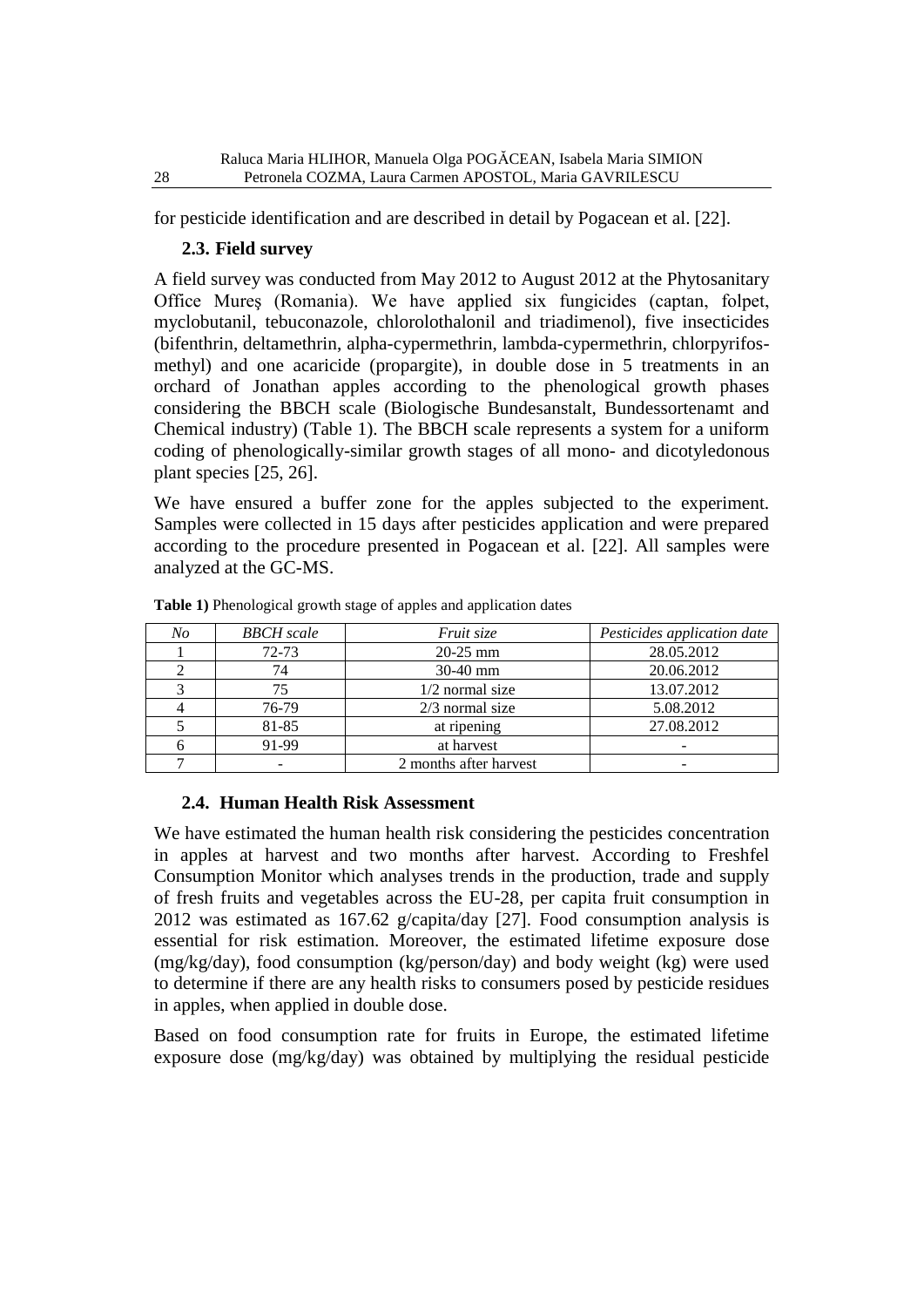for pesticide identification and are described in detail by Pogacean et al. [22].

### 2.3. Field survey

A field survey was conducted from May 2012 to August 2012 at the Phytosanitary Office Mureş (Romania). We have applied six fungicides (captan, folpet, myclobutanil, tebuconazole, chlorolothalonil and triadimenol), five insecticides (bifenthrin, deltamethrin, alpha-cypermethrin, lambda-cypermethrin, chlorpyrifos-methyl) and one acaricide (propargite), in double dose in 5 treatments in an orchard of Jonathan apples according to the phenological growth phases considering the BBCH scale (Biologische Bundesanstalt, Bundessortenamt and Chemical industry) (Table 1). The BBCH scale represents a system for a uniform coding of phenologically-similar growth stages of all mono- and dicotyledonous plant species [25, 26].

We have ensured a buffer zone for the apples subjected to the experiment. Samples were collected in 15 days after pesticides application and were prepared according to the procedure presented in Pogacean et al. [22]. All samples were analyzed at the GC-MS.

**Table 1)** Phenological growth stage of apples and application dates

| *No* | *BBCH scale* | *Fruit size* | *Pesticides application date* |
|---|---|---|---|
| 1 | 72-73 | 20-25 mm | 28.05.2012 |
| 2 | 74 | 30-40 mm | 20.06.2012 |
| 3 | 75 | 1/2 normal size | 13.07.2012 |
| 4 | 76-79 | 2/3 normal size | 5.08.2012 |
| 5 | 81-85 | at ripening | 27.08.2012 |
| 6 | 91-99 | at harvest | - |
| 7 | - | 2 months after harvest | - |

### 2.4. Human Health Risk Assessment

We have estimated the human health risk considering the pesticides concentration in apples at harvest and two months after harvest. According to Freshfel Consumption Monitor which analyses trends in the production, trade and supply of fresh fruits and vegetables across the EU-28, per capita fruit consumption in 2012 was estimated as 167.62 g/capita/day [27]. Food consumption analysis is essential for risk estimation. Moreover, the estimated lifetime exposure dose (mg/kg/day), food consumption (kg/person/day) and body weight (kg) were used to determine if there are any health risks to consumers posed by pesticide residues in apples, when applied in double dose.

Based on food consumption rate for fruits in Europe, the estimated lifetime exposure dose (mg/kg/day) was obtained by multiplying the residual pesticide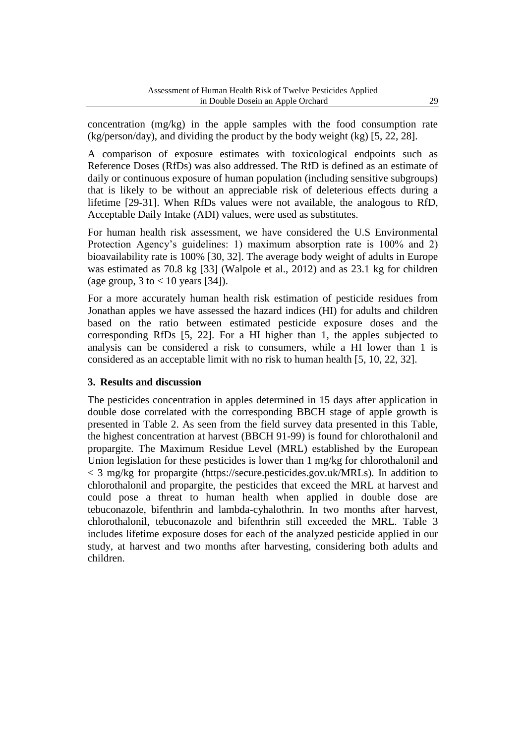concentration (mg/kg) in the apple samples with the food consumption rate (kg/person/day), and dividing the product by the body weight (kg) [5, 22, 28].

A comparison of exposure estimates with toxicological endpoints such as Reference Doses (RfDs) was also addressed. The RfD is defined as an estimate of daily or continuous exposure of human population (including sensitive subgroups) that is likely to be without an appreciable risk of deleterious effects during a lifetime [29-31]. When RfDs values were not available, the analogous to RfD, Acceptable Daily Intake (ADI) values, were used as substitutes.

For human health risk assessment, we have considered the U.S Environmental Protection Agency's guidelines: 1) maximum absorption rate is 100% and 2) bioavailability rate is 100% [30, 32]. The average body weight of adults in Europe was estimated as 70.8 kg [33] (Walpole et al., 2012) and as 23.1 kg for children (age group, 3 to < 10 years [34]).

For a more accurately human health risk estimation of pesticide residues from Jonathan apples we have assessed the hazard indices (HI) for adults and children based on the ratio between estimated pesticide exposure doses and the corresponding RfDs [5, 22]. For a HI higher than 1, the apples subjected to analysis can be considered a risk to consumers, while a HI lower than 1 is considered as an acceptable limit with no risk to human health [5, 10, 22, 32].

## 3. Results and discussion

The pesticides concentration in apples determined in 15 days after application in double dose correlated with the corresponding BBCH stage of apple growth is presented in Table 2. As seen from the field survey data presented in this Table, the highest concentration at harvest (BBCH 91-99) is found for chlorothalonil and propargite. The Maximum Residue Level (MRL) established by the European Union legislation for these pesticides is lower than 1 mg/kg for chlorothalonil and < 3 mg/kg for propargite (https://secure.pesticides.gov.uk/MRLs). In addition to chlorothalonil and propargite, the pesticides that exceed the MRL at harvest and could pose a threat to human health when applied in double dose are tebuconazole, bifenthrin and lambda-cyhalothrin. In two months after harvest, chlorothalonil, tebuconazole and bifenthrin still exceeded the MRL. Table 3 includes lifetime exposure doses for each of the analyzed pesticide applied in our study, at harvest and two months after harvesting, considering both adults and children.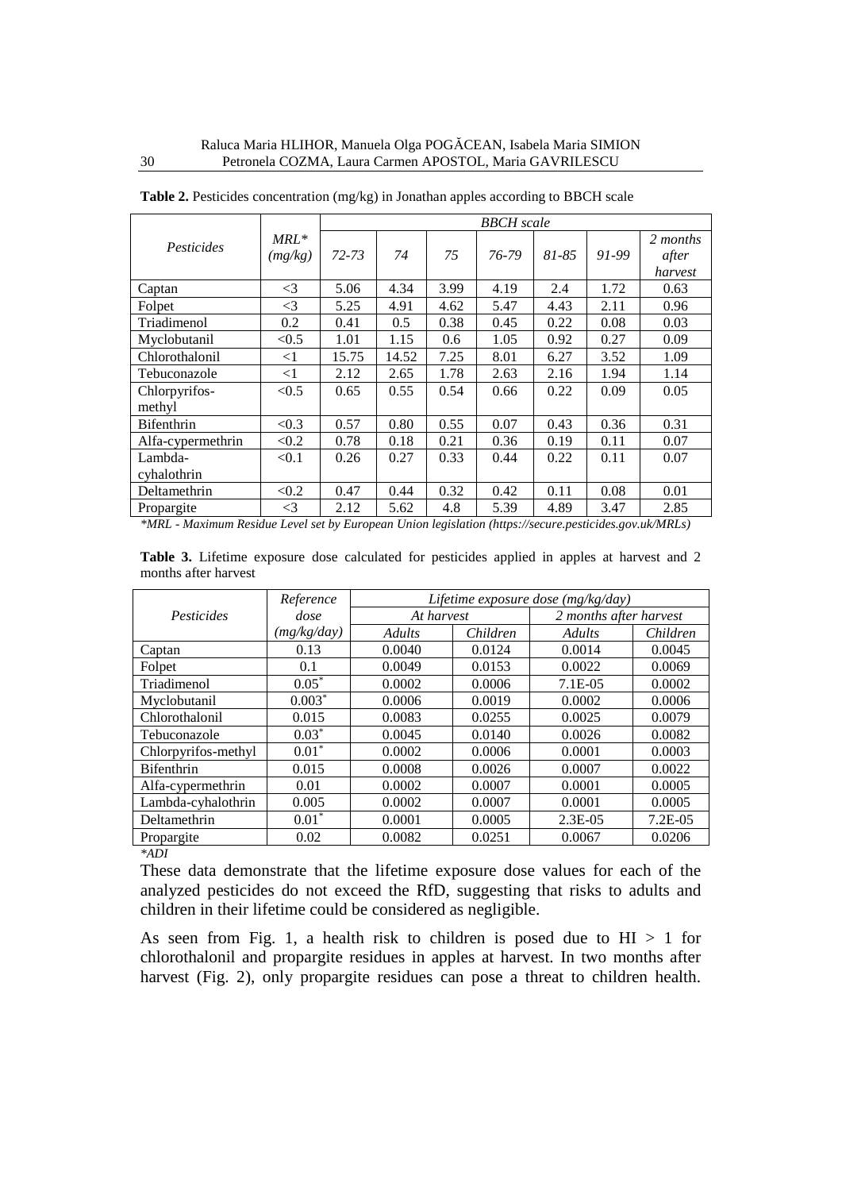**Table 2.** Pesticides concentration (mg/kg) in Jonathan apples according to BBCH scale

| *Pesticides* | *MRL** *(mg/kg)* | *BBCH scale* | | | | | | |
|---|---|---|---|---|---|---|---|---|
| | | *72-73* | *74* | *75* | *76-79* | *81-85* | *91-99* | *2 months after harvest* |
| Captan | <3 | 5.06 | 4.34 | 3.99 | 4.19 | 2.4 | 1.72 | 0.63 |
| Folpet | <3 | 5.25 | 4.91 | 4.62 | 5.47 | 4.43 | 2.11 | 0.96 |
| Triadimenol | 0.2 | 0.41 | 0.5 | 0.38 | 0.45 | 0.22 | 0.08 | 0.03 |
| Myclobutanil | <0.5 | 1.01 | 1.15 | 0.6 | 1.05 | 0.92 | 0.27 | 0.09 |
| Chlorothalonil | <1 | 15.75 | 14.52 | 7.25 | 8.01 | 6.27 | 3.52 | 1.09 |
| Tebuconazole | <1 | 2.12 | 2.65 | 1.78 | 2.63 | 2.16 | 1.94 | 1.14 |
| Chlorpyrifos-methyl | <0.5 | 0.65 | 0.55 | 0.54 | 0.66 | 0.22 | 0.09 | 0.05 |
| Bifenthrin | <0.3 | 0.57 | 0.80 | 0.55 | 0.07 | 0.43 | 0.36 | 0.31 |
| Alfa-cypermethrin | <0.2 | 0.78 | 0.18 | 0.21 | 0.36 | 0.19 | 0.11 | 0.07 |
| Lambda-cyhalothrin | <0.1 | 0.26 | 0.27 | 0.33 | 0.44 | 0.22 | 0.11 | 0.07 |
| Deltamethrin | <0.2 | 0.47 | 0.44 | 0.32 | 0.42 | 0.11 | 0.08 | 0.01 |
| Propargite | <3 | 2.12 | 5.62 | 4.8 | 5.39 | 4.89 | 3.47 | 2.85 |

*\*MRL - Maximum Residue Level set by European Union legislation (https://secure.pesticides.gov.uk/MRLs)*

**Table 3.** Lifetime exposure dose calculated for pesticides applied in apples at harvest and 2 months after harvest

| *Pesticides* | *Reference dose (mg/kg/day)* | *Lifetime exposure dose (mg/kg/day)* | | | |
|---|---|---|---|---|---|
| | | *At harvest* | | *2 months after harvest* | |
| | | *Adults* | *Children* | *Adults* | *Children* |
| Captan | 0.13 | 0.0040 | 0.0124 | 0.0014 | 0.0045 |
| Folpet | 0.1 | 0.0049 | 0.0153 | 0.0022 | 0.0069 |
| Triadimenol | 0.05* | 0.0002 | 0.0006 | 7.1E-05 | 0.0002 |
| Myclobutanil | 0.003* | 0.0006 | 0.0019 | 0.0002 | 0.0006 |
| Chlorothalonil | 0.015 | 0.0083 | 0.0255 | 0.0025 | 0.0079 |
| Tebuconazole | 0.03* | 0.0045 | 0.0140 | 0.0026 | 0.0082 |
| Chlorpyrifos-methyl | 0.01* | 0.0002 | 0.0006 | 0.0001 | 0.0003 |
| Bifenthrin | 0.015 | 0.0008 | 0.0026 | 0.0007 | 0.0022 |
| Alfa-cypermethrin | 0.01 | 0.0002 | 0.0007 | 0.0001 | 0.0005 |
| Lambda-cyhalothrin | 0.005 | 0.0002 | 0.0007 | 0.0001 | 0.0005 |
| Deltamethrin | 0.01* | 0.0001 | 0.0005 | 2.3E-05 | 7.2E-05 |
| Propargite | 0.02 | 0.0082 | 0.0251 | 0.0067 | 0.0206 |

*\*ADI*

These data demonstrate that the lifetime exposure dose values for each of the analyzed pesticides do not exceed the RfD, suggesting that risks to adults and children in their lifetime could be considered as negligible.

As seen from Fig. 1, a health risk to children is posed due to $HI > 1$ for chlorothalonil and propargite residues in apples at harvest. In two months after harvest (Fig. 2), only propargite residues can pose a threat to children health.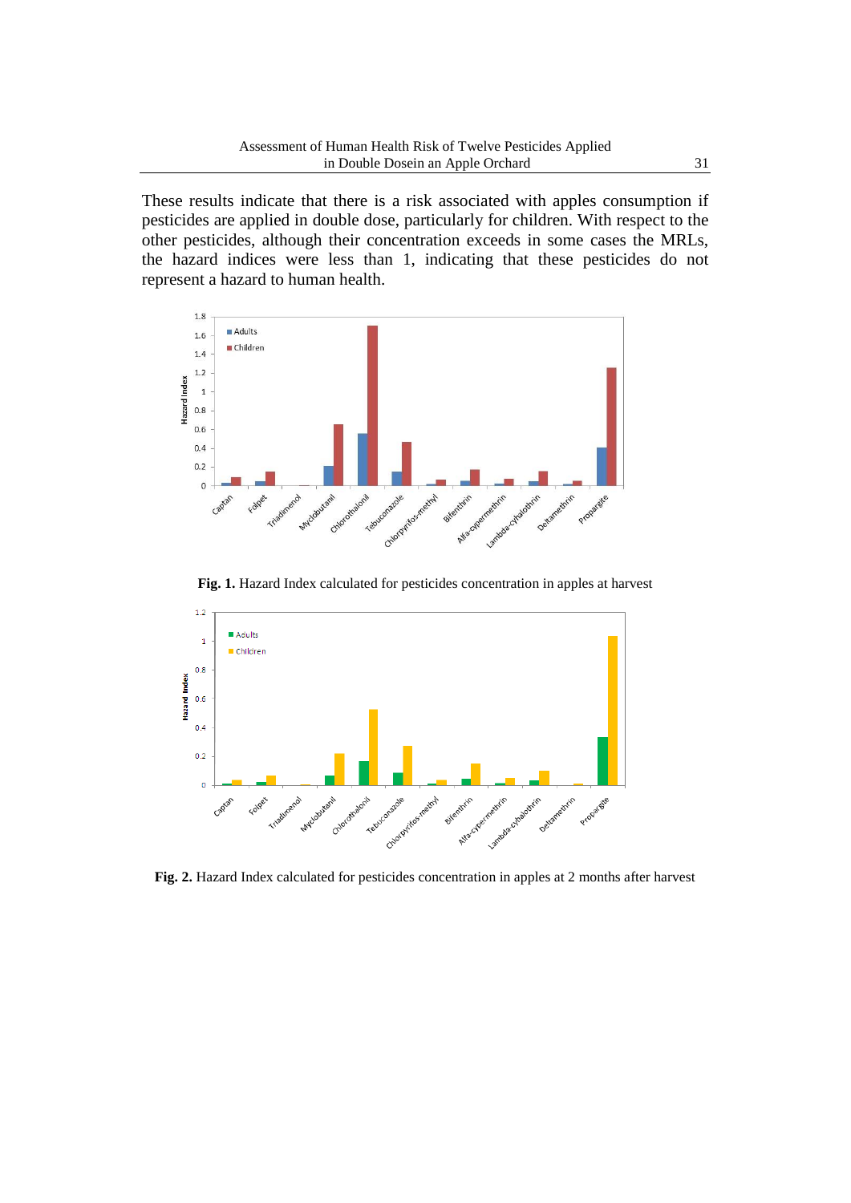These results indicate that there is a risk associated with apples consumption if pesticides are applied in double dose, particularly for children. With respect to the other pesticides, although their concentration exceeds in some cases the MRLs, the hazard indices were less than 1, indicating that these pesticides do not represent a hazard to human health.

Hazard Index

1.8
1.6
1.4
1.2
1
0.8
0.6
0.4
0.2
0

Adults
Children

Captan, Folpet, Triadimenol, Myclobutanil, Chlorothalonil, Tebuconazole, Chlorpyrifos-methyl, Bifenthrin, Alfa-cypermethrin, Lambda-cyhalothrin, Deltamethrin, Propargite

**Fig. 1.** Hazard Index calculated for pesticides concentration in apples at harvest

Hazard Index

1.2
1
0.8
0.6
0.4
0.2
0

Adults
Children

Captan, Folpet, Triadimenol, Myclobutanil, Chlorothalonil, Tebuconazole, Chlorpyrifos-methyl, Bifenthrin, Alfa-cypermethrin, Lambda-cyhalothrin, Deltamethrin, Propargite

**Fig. 2.** Hazard Index calculated for pesticides concentration in apples at 2 months after harvest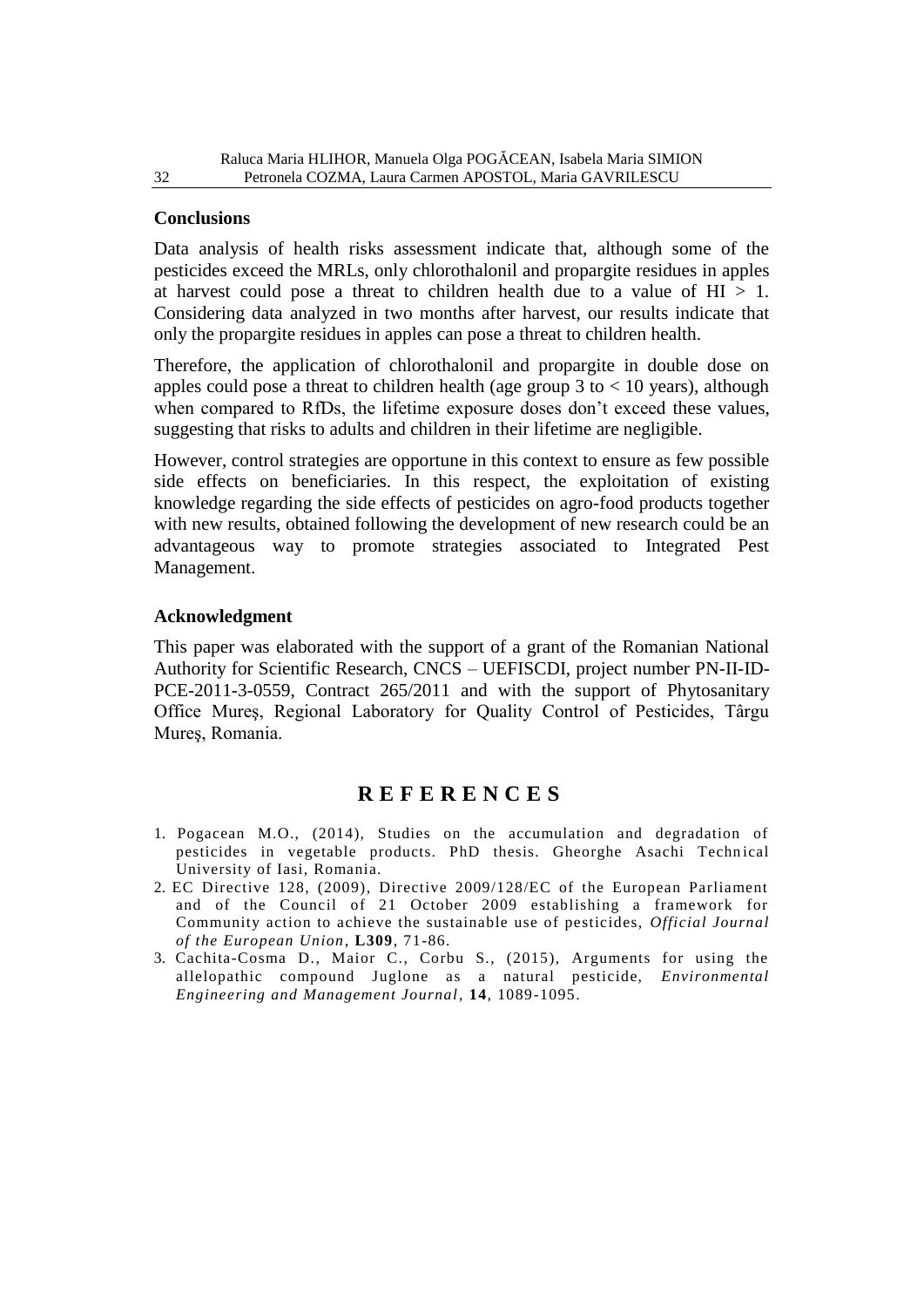## Conclusions

Data analysis of health risks assessment indicate that, although some of the pesticides exceed the MRLs, only chlorothalonil and propargite residues in apples at harvest could pose a threat to children health due to a value of HI > 1. Considering data analyzed in two months after harvest, our results indicate that only the propargite residues in apples can pose a threat to children health.

Therefore, the application of chlorothalonil and propargite in double dose on apples could pose a threat to children health (age group 3 to < 10 years), although when compared to RfDs, the lifetime exposure doses don't exceed these values, suggesting that risks to adults and children in their lifetime are negligible.

However, control strategies are opportune in this context to ensure as few possible side effects on beneficiaries. In this respect, the exploitation of existing knowledge regarding the side effects of pesticides on agro-food products together with new results, obtained following the development of new research could be an advantageous way to promote strategies associated to Integrated Pest Management.

## Acknowledgment

This paper was elaborated with the support of a grant of the Romanian National Authority for Scientific Research, CNCS – UEFISCDI, project number PN-II-ID-PCE-2011-3-0559, Contract 265/2011 and with the support of Phytosanitary Office Mureş, Regional Laboratory for Quality Control of Pesticides, Târgu Mureş, Romania.

## REFERENCES

1. Pogacean M.O., (2014), Studies on the accumulation and degradation of pesticides in vegetable products. PhD thesis. Gheorghe Asachi Technical University of Iasi, Romania.
2. EC Directive 128, (2009), Directive 2009/128/EC of the European Parliament and of the Council of 21 October 2009 establishing a framework for Community action to achieve the sustainable use of pesticides, *Official Journal of the European Union*, **L309**, 71-86.
3. Cachita-Cosma D., Maior C., Corbu S., (2015), Arguments for using the allelopathic compound Juglone as a natural pesticide, *Environmental Engineering and Management Journal*, **14**, 1089-1095.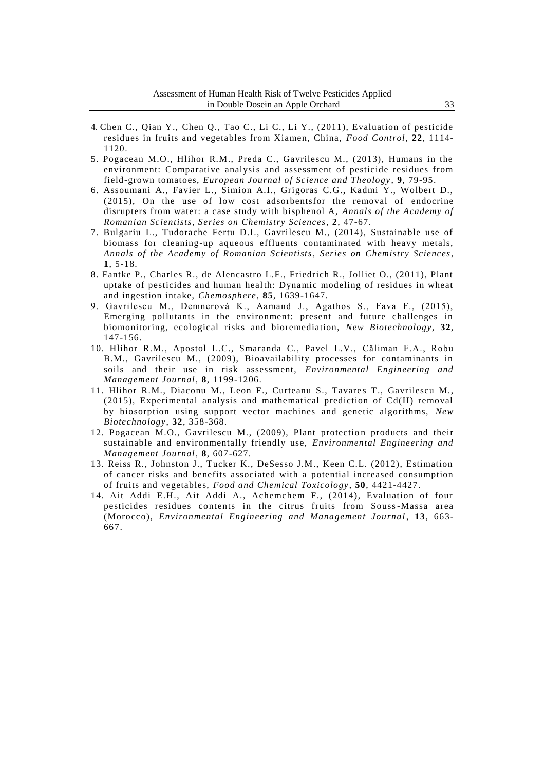4. Chen C., Qian Y., Chen Q., Tao C., Li C., Li Y., (2011), Evaluation of pesticide residues in fruits and vegetables from Xiamen, China, *Food Control*, **22**, 1114-1120.
5. Pogacean M.O., Hlihor R.M., Preda C., Gavrilescu M., (2013), Humans in the environment: Comparative analysis and assessment of pesticide residues from field-grown tomatoes, *European Journal of Science and Theology*, **9**, 79-95.
6. Assoumani A., Favier L., Simion A.I., Grigoras C.G., Kadmi Y., Wolbert D., (2015), On the use of low cost adsorbentsfor the removal of endocrine disrupters from water: a case study with bisphenol A, *Annals of the Academy of Romanian Scientists, Series on Chemistry Sciences*, **2**, 47-67.
7. Bulgariu L., Tudorache Fertu D.I., Gavrilescu M., (2014), Sustainable use of biomass for cleaning-up aqueous effluents contaminated with heavy metals, *Annals of the Academy of Romanian Scientists, Series on Chemistry Sciences*, **1**, 5-18.
8. Fantke P., Charles R., de Alencastro L.F., Friedrich R., Jolliet O., (2011), Plant uptake of pesticides and human health: Dynamic modeling of residues in wheat and ingestion intake, *Chemosphere*, **85**, 1639-1647.
9. Gavrilescu M., Demnerová K., Aamand J., Agathos S., Fava F., (2015), Emerging pollutants in the environment: present and future challenges in biomonitoring, ecological risks and bioremediation, *New Biotechnology*, **32**, 147-156.
10. Hlihor R.M., Apostol L.C., Smaranda C., Pavel L.V., Căliman F.A., Robu B.M., Gavrilescu M., (2009), Bioavailability processes for contaminants in soils and their use in risk assessment, *Environmental Engineering and Management Journal*, **8**, 1199-1206.
11. Hlihor R.M., Diaconu M., Leon F., Curteanu S., Tavares T., Gavrilescu M., (2015), Experimental analysis and mathematical prediction of Cd(II) removal by biosorption using support vector machines and genetic algorithms, *New Biotechnology*, **32**, 358-368.
12. Pogacean M.O., Gavrilescu M., (2009), Plant protection products and their sustainable and environmentally friendly use, *Environmental Engineering and Management Journal*, **8**, 607-627.
13. Reiss R., Johnston J., Tucker K., DeSesso J.M., Keen C.L. (2012), Estimation of cancer risks and benefits associated with a potential increased consumption of fruits and vegetables, *Food and Chemical Toxicology*, **50**, 4421-4427.
14. Ait Addi E.H., Ait Addi A., Achemchem F., (2014), Evaluation of four pesticides residues contents in the citrus fruits from Souss-Massa area (Morocco), *Environmental Engineering and Management Journal*, **13**, 663-667.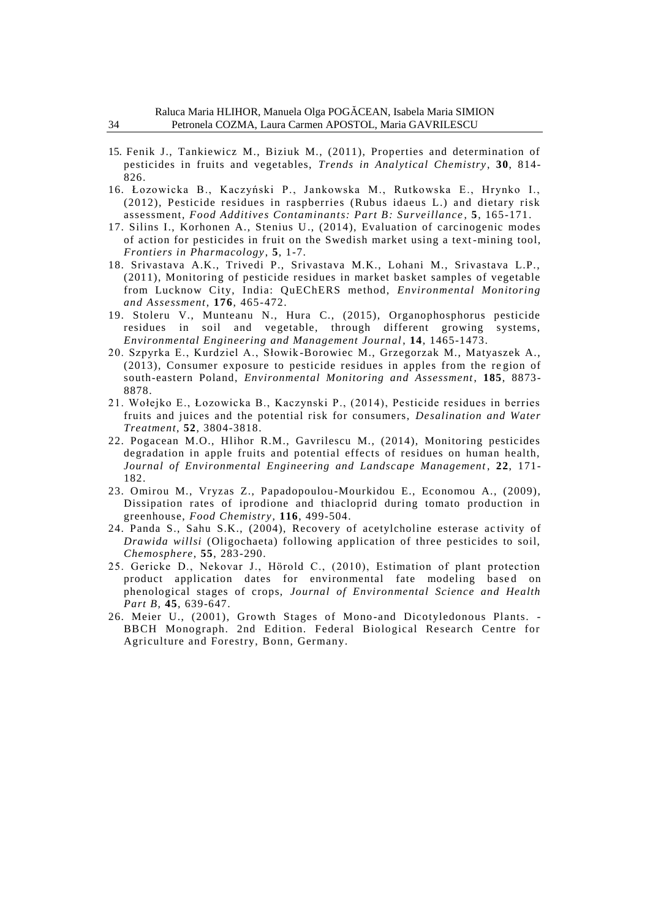15. Fenik J., Tankiewicz M., Biziuk M., (2011), Properties and determination of pesticides in fruits and vegetables, *Trends in Analytical Chemistry*, **30**, 814-826.
16. Łozowicka B., Kaczyński P., Jankowska M., Rutkowska E., Hrynko I., (2012), Pesticide residues in raspberries (Rubus idaeus L.) and dietary risk assessment, *Food Additives Contaminants: Part B: Surveillance*, **5**, 165-171.
17. Silins I., Korhonen A., Stenius U., (2014), Evaluation of carcinogenic modes of action for pesticides in fruit on the Swedish market using a text-mining tool, *Frontiers in Pharmacology*, **5**, 1-7.
18. Srivastava A.K., Trivedi P., Srivastava M.K., Lohani M., Srivastava L.P., (2011), Monitoring of pesticide residues in market basket samples of vegetable from Lucknow City, India: QuEChERS method, *Environmental Monitoring and Assessment*, **176**, 465-472.
19. Stoleru V., Munteanu N., Hura C., (2015), Organophosphorus pesticide residues in soil and vegetable, through different growing systems, *Environmental Engineering and Management Journal*, **14**, 1465-1473.
20. Szpyrka E., Kurdziel A., Słowik-Borowiec M., Grzegorzak M., Matyaszek A., (2013), Consumer exposure to pesticide residues in apples from the region of south-eastern Poland, *Environmental Monitoring and Assessment*, **185**, 8873-8878.
21. Wołejko E., Łozowicka B., Kaczynski P., (2014), Pesticide residues in berries fruits and juices and the potential risk for consumers, *Desalination and Water Treatment*, **52**, 3804-3818.
22. Pogacean M.O., Hlihor R.M., Gavrilescu M., (2014), Monitoring pesticides degradation in apple fruits and potential effects of residues on human health, *Journal of Environmental Engineering and Landscape Management*, **22**, 171-182.
23. Omirou M., Vryzas Z., Papadopoulou-Mourkidou E., Economou A., (2009), Dissipation rates of iprodione and thiacloprid during tomato production in greenhouse, *Food Chemistry*, **116**, 499-504.
24. Panda S., Sahu S.K., (2004), Recovery of acetylcholine esterase activity of *Drawida willsi* (Oligochaeta) following application of three pesticides to soil, *Chemosphere*, **55**, 283-290.
25. Gericke D., Nekovar J., Hörold C., (2010), Estimation of plant protection product application dates for environmental fate modeling based on phenological stages of crops, *Journal of Environmental Science and Health Part B*, **45**, 639-647.
26. Meier U., (2001), Growth Stages of Mono-and Dicotyledonous Plants. - BBCH Monograph. 2nd Edition. Federal Biological Research Centre for Agriculture and Forestry, Bonn, Germany.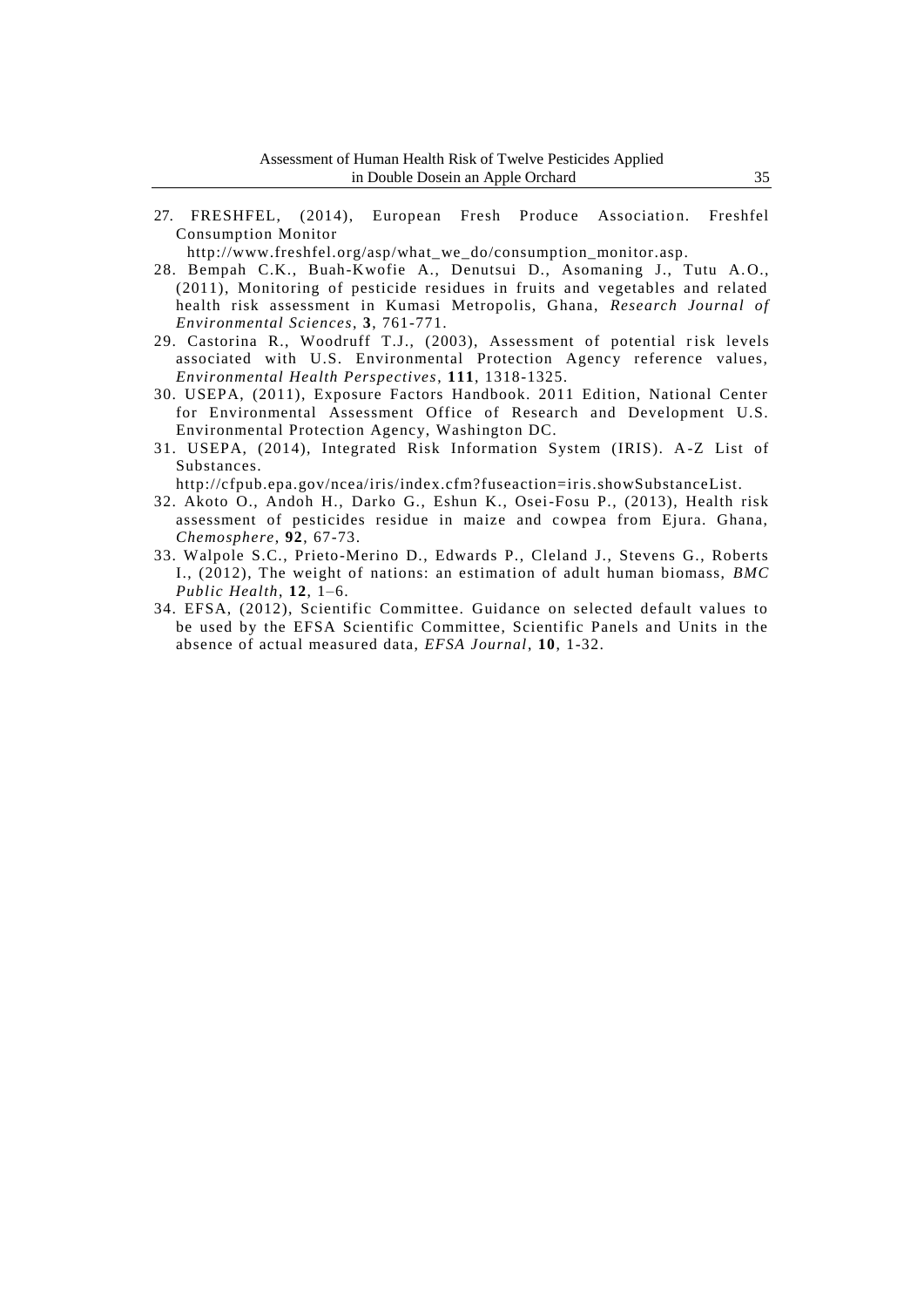27. FRESHFEL, (2014), European Fresh Produce Association. Freshfel Consumption Monitor http://www.freshfel.org/asp/what_we_do/consumption_monitor.asp.
28. Bempah C.K., Buah-Kwofie A., Denutsui D., Asomaning J., Tutu A.O., (2011), Monitoring of pesticide residues in fruits and vegetables and related health risk assessment in Kumasi Metropolis, Ghana, *Research Journal of Environmental Sciences*, **3**, 761-771.
29. Castorina R., Woodruff T.J., (2003), Assessment of potential risk levels associated with U.S. Environmental Protection Agency reference values, *Environmental Health Perspectives*, **111**, 1318-1325.
30. USEPA, (2011), Exposure Factors Handbook. 2011 Edition, National Center for Environmental Assessment Office of Research and Development U.S. Environmental Protection Agency, Washington DC.
31. USEPA, (2014), Integrated Risk Information System (IRIS). A-Z List of Substances. http://cfpub.epa.gov/ncea/iris/index.cfm?fuseaction=iris.showSubstanceList.
32. Akoto O., Andoh H., Darko G., Eshun K., Osei-Fosu P., (2013), Health risk assessment of pesticides residue in maize and cowpea from Ejura. Ghana, *Chemosphere*, **92**, 67-73.
33. Walpole S.C., Prieto-Merino D., Edwards P., Cleland J., Stevens G., Roberts I., (2012), The weight of nations: an estimation of adult human biomass, *BMC Public Health*, **12**, 1–6.
34. EFSA, (2012), Scientific Committee. Guidance on selected default values to be used by the EFSA Scientific Committee, Scientific Panels and Units in the absence of actual measured data, *EFSA Journal*, **10**, 1-32.